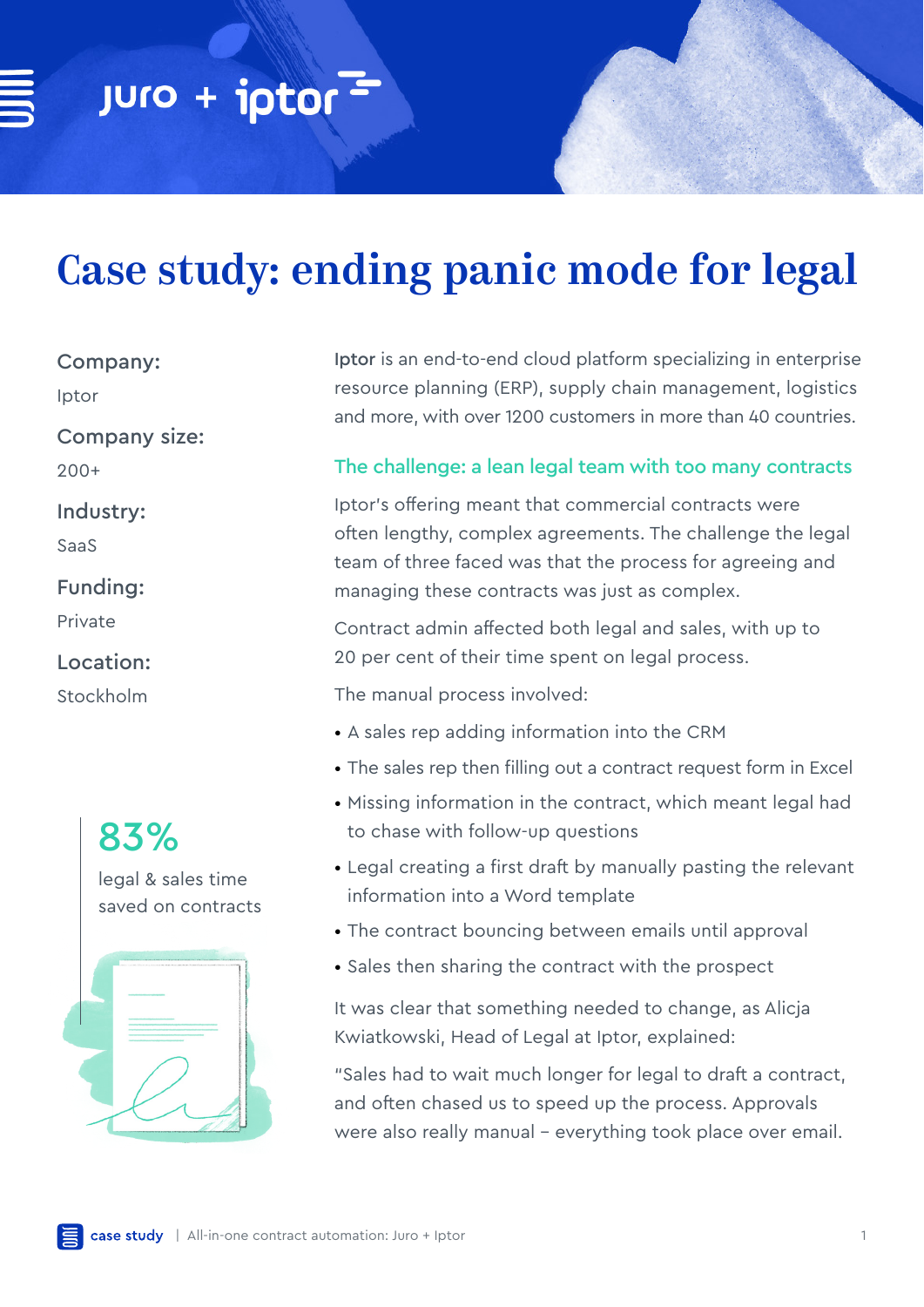juro + iptor

# Case study: ending panic mode for legal

**Company:**

Iptor

**Company size:**

200+

**Industry:**

SaaS

**Funding:**

Private

**Location:**

Stockholm

**83%**

legal & sales time saved on contracts

Iptor is an end-to-end cloud platform specializing in enterprise resource planning (ERP), supply chain management, logistics and more, with over 1200 customers in more than 40 countries.

## The challenge: a lean legal team with too many contracts

Iptor's offering meant that commercial contracts were often lengthy, complex agreements. The challenge the legal team of three faced was that the process for agreeing and managing these contracts was just as complex.

Contract admin affected both legal and sales, with up to 20 per cent of their time spent on legal process.

The manual process involved:

- A sales rep adding information into the CRM
- The sales rep then filling out a contract request form in Excel
- Missing information in the contract, which meant legal had to chase with follow-up questions
- Legal creating a first draft by manually pasting the relevant information into a Word template
- The contract bouncing between emails until approval
- Sales then sharing the contract with the prospect

It was clear that something needed to change, as Alicja Kwiatkowski, Head of Legal at Iptor, explained:

"Sales had to wait much longer for legal to draft a contract, and often chased us to speed up the process. Approvals were also really manual – everything took place over email.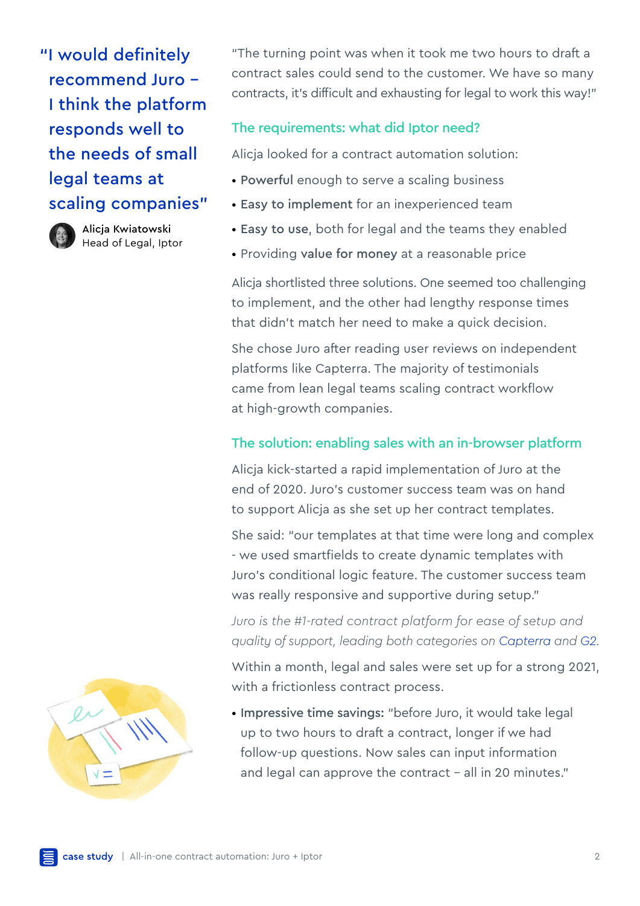> "I would definitely recommend Juro – I think the platform responds well to the needs of small legal teams at scaling companies"
>
> **Alicja Kwiatowski**
> Head of Legal, Iptor

"The turning point was when it took me two hours to draft a contract sales could send to the customer. We have so many contracts, it's difficult and exhausting for legal to work this way!"

## The requirements: what did Iptor need?

Alicja looked for a contract automation solution:

- **Powerful** enough to serve a scaling business
- **Easy to implement** for an inexperienced team
- **Easy to use**, both for legal and the teams they enabled
- Providing **value for money** at a reasonable price

Alicja shortlisted three solutions. One seemed too challenging to implement, and the other had lengthy response times that didn't match her need to make a quick decision.

She chose Juro after reading user reviews on independent platforms like Capterra. The majority of testimonials came from lean legal teams scaling contract workflow at high-growth companies.

## The solution: enabling sales with an in-browser platform

Alicja kick-started a rapid implementation of Juro at the end of 2020. Juro's customer success team was on hand to support Alicja as she set up her contract templates.

She said: "our templates at that time were long and complex - we used smartfields to create dynamic templates with Juro's conditional logic feature. The customer success team was really responsive and supportive during setup."

*Juro is the #1-rated contract platform for ease of setup and quality of support, leading both categories on Capterra and G2.*

Within a month, legal and sales were set up for a strong 2021, with a frictionless contract process.

- **Impressive time savings:** "before Juro, it would take legal up to two hours to draft a contract, longer if we had follow-up questions. Now sales can input information and legal can approve the contract – all in 20 minutes."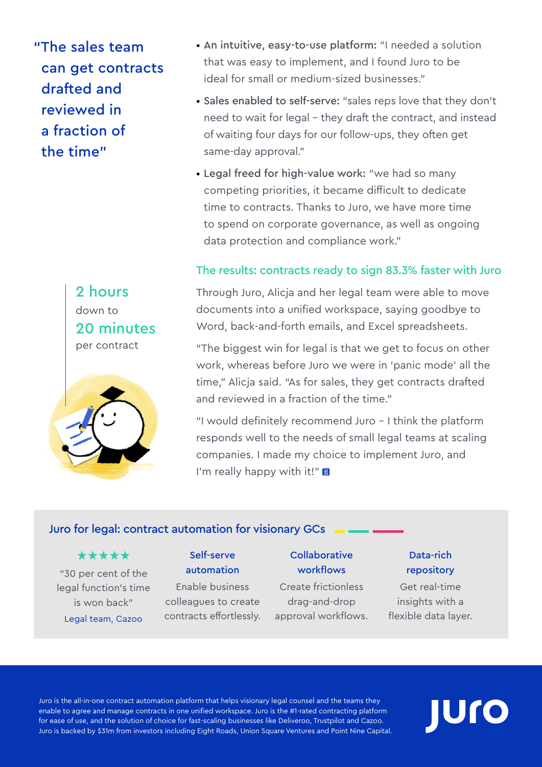"The sales team can get contracts drafted and reviewed in a fraction of the time"

- **An intuitive, easy-to-use platform:** "I needed a solution that was easy to implement, and I found Juro to be ideal for small or medium-sized businesses."
- **Sales enabled to self-serve:** "sales reps love that they don't need to wait for legal – they draft the contract, and instead of waiting four days for our follow-ups, they often get same-day approval."
- **Legal freed for high-value work:** "we had so many competing priorities, it became difficult to dedicate time to contracts. Thanks to Juro, we have more time to spend on corporate governance, as well as ongoing data protection and compliance work."

## The results: contracts ready to sign 83.3% faster with Juro

**2 hours** down to **20 minutes** per contract

Through Juro, Alicja and her legal team were able to move documents into a unified workspace, saying goodbye to Word, back-and-forth emails, and Excel spreadsheets.

"The biggest win for legal is that we get to focus on other work, whereas before Juro we were in 'panic mode' all the time," Alicja said. "As for sales, they get contracts drafted and reviewed in a fraction of the time."

"I would definitely recommend Juro – I think the platform responds well to the needs of small legal teams at scaling companies. I made my choice to implement Juro, and I'm really happy with it!"

## Juro for legal: contract automation for visionary GCs

★★★★★

"30 per cent of the legal function's time is won back"

Legal team, Cazoo

**Self-serve automation**

Enable business colleagues to create contracts effortlessly.

**Collaborative workflows**

Create frictionless drag-and-drop approval workflows.

**Data-rich repository**

Get real-time insights with a flexible data layer.

Juro is the all-in-one contract automation platform that helps visionary legal counsel and the teams they enable to agree and manage contracts in one unified workspace. Juro is the #1-rated contracting platform for ease of use, and the solution of choice for fast-scaling businesses like Deliveroo, Trustpilot and Cazoo. Juro is backed by $31m from investors including Eight Roads, Union Square Ventures and Point Nine Capital.

juro